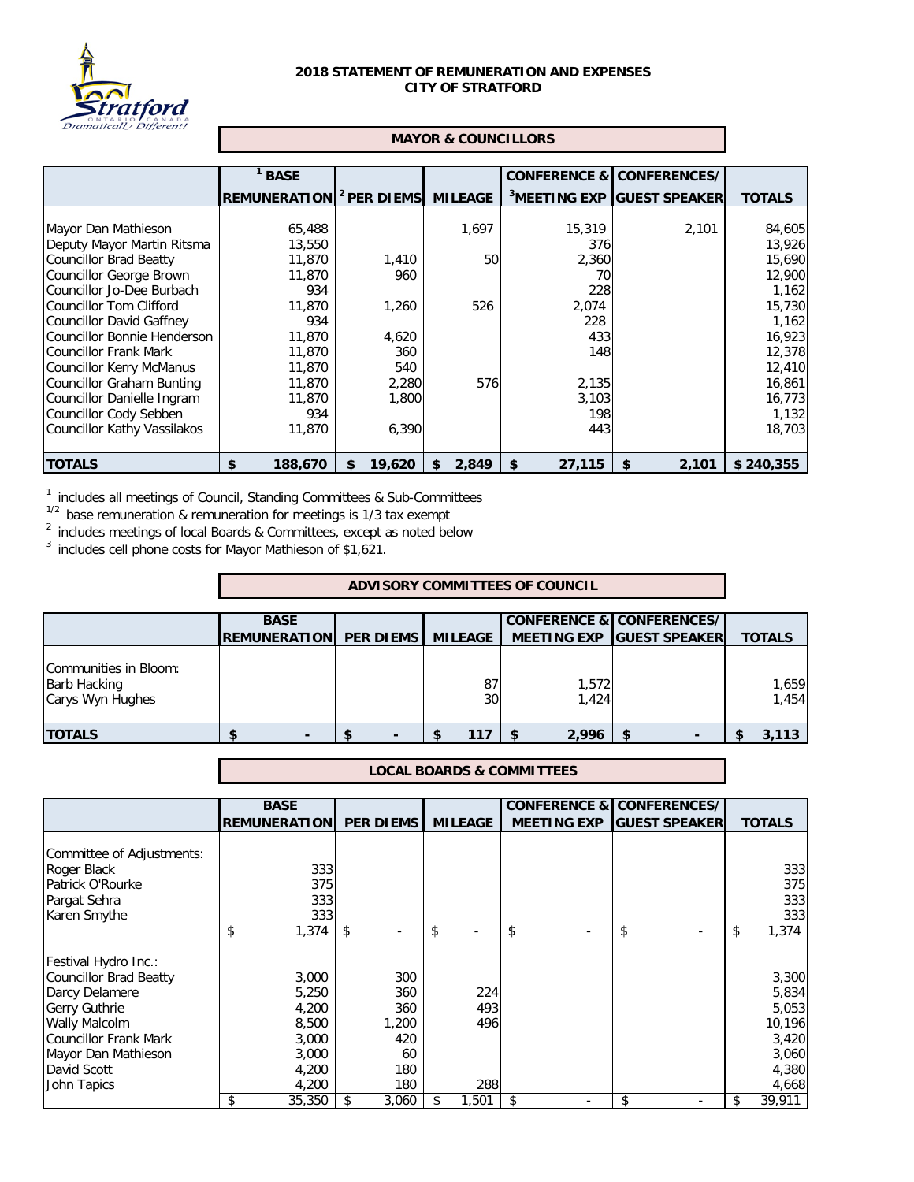# 2018 STATEMENT OF REMUNERATION AND EXPENSES
# CITY OF STRATFORD

## MAYOR & COUNCILLORS

| | [1] BASE REMUNERATION | [2] PER DIEMS | MILEAGE | CONFERENCE & [3] MEETING EXP | CONFERENCES/ GUEST SPEAKER | TOTALS |
|---|---|---|---|---|---|---|
| Mayor Dan Mathieson | 65,488 | | 1,697 | 15,319 | 2,101 | 84,605 |
| Deputy Mayor Martin Ritsma | 13,550 | | | 376 | | 13,926 |
| Councillor Brad Beatty | 11,870 | 1,410 | 50 | 2,360 | | 15,690 |
| Councillor George Brown | 11,870 | 960 | | 70 | | 12,900 |
| Councillor Jo-Dee Burbach | 934 | | | 228 | | 1,162 |
| Councillor Tom Clifford | 11,870 | 1,260 | 526 | 2,074 | | 15,730 |
| Councillor David Gaffney | 934 | | | 228 | | 1,162 |
| Councillor Bonnie Henderson | 11,870 | 4,620 | | 433 | | 16,923 |
| Councillor Frank Mark | 11,870 | 360 | | 148 | | 12,378 |
| Councillor Kerry McManus | 11,870 | 540 | | | | 12,410 |
| Councillor Graham Bunting | 11,870 | 2,280 | 576 | 2,135 | | 16,861 |
| Councillor Danielle Ingram | 11,870 | 1,800 | | 3,103 | | 16,773 |
| Councillor Cody Sebben | 934 | | | 198 | | 1,132 |
| Councillor Kathy Vassilakos | 11,870 | 6,390 | | 443 | | 18,703 |
| **TOTALS** | **$ 188,670** | **$ 19,620** | **$ 2,849** | **$ 27,115** | **$ 2,101** | **$ 240,355** |

[1] includes all meetings of Council, Standing Committees & Sub-Committees

[1/2] base remuneration & remuneration for meetings is 1/3 tax exempt

[2] includes meetings of local Boards & Committees, except as noted below

[3] includes cell phone costs for Mayor Mathieson of $1,621.

## ADVISORY COMMITTEES OF COUNCIL

| | BASE REMUNERATION | PER DIEMS | MILEAGE | CONFERENCE & MEETING EXP | CONFERENCES/ GUEST SPEAKER | TOTALS |
|---|---|---|---|---|---|---|
| Communities in Bloom: | | | | | | |
| Barb Hacking | | | 87 | 1,572 | | 1,659 |
| Carys Wyn Hughes | | | 30 | 1,424 | | 1,454 |
| **TOTALS** | **$ -** | **$ -** | **$ 117** | **$ 2,996** | **$ -** | **$ 3,113** |

## LOCAL BOARDS & COMMITTEES

| | BASE REMUNERATION | PER DIEMS | MILEAGE | CONFERENCE & MEETING EXP | CONFERENCES/ GUEST SPEAKER | TOTALS |
|---|---|---|---|---|---|---|
| Committee of Adjustments: | | | | | | |
| Roger Black | 333 | | | | | 333 |
| Patrick O'Rourke | 375 | | | | | 375 |
| Pargat Sehra | 333 | | | | | 333 |
| Karen Smythe | 333 | | | | | 333 |
| | $ 1,374 | $ - | $ - | $ - | $ - | $ 1,374 |
| Festival Hydro Inc.: | | | | | | |
| Councillor Brad Beatty | 3,000 | 300 | | | | 3,300 |
| Darcy Delamere | 5,250 | 360 | 224 | | | 5,834 |
| Gerry Guthrie | 4,200 | 360 | 493 | | | 5,053 |
| Wally Malcolm | 8,500 | 1,200 | 496 | | | 10,196 |
| Councillor Frank Mark | 3,000 | 420 | | | | 3,420 |
| Mayor Dan Mathieson | 3,000 | 60 | | | | 3,060 |
| David Scott | 4,200 | 180 | | | | 4,380 |
| John Tapics | 4,200 | 180 | 288 | | | 4,668 |
| | $ 35,350 | $ 3,060 | $ 1,501 | $ - | $ - | $ 39,911 |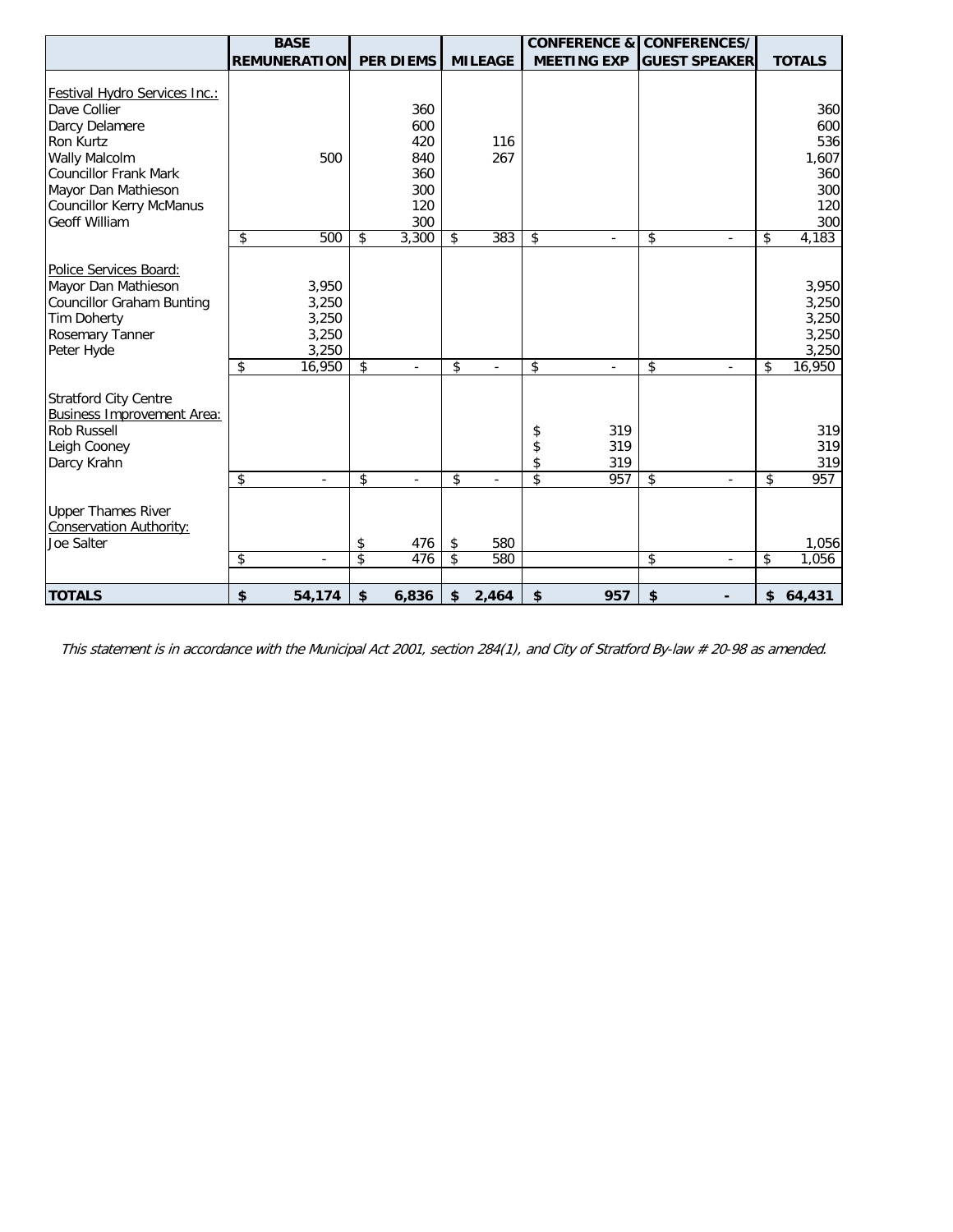| | BASE REMUNERATION | PER DIEMS | MILEAGE | CONFERENCE & MEETING EXP | CONFERENCES/ GUEST SPEAKER | TOTALS |
|---|---|---|---|---|---|---|
| Festival Hydro Services Inc.: | | | | | | |
| Dave Collier | | 360 | | | | 360 |
| Darcy Delamere | | 600 | | | | 600 |
| Ron Kurtz | | 420 | 116 | | | 536 |
| Wally Malcolm | 500 | 840 | 267 | | | 1,607 |
| Councillor Frank Mark | | 360 | | | | 360 |
| Mayor Dan Mathieson | | 300 | | | | 300 |
| Councillor Kerry McManus | | 120 | | | | 120 |
| Geoff William | | 300 | | | | 300 |
| | $ 500 | $ 3,300 | $ 383 | $ - | $ - | $ 4,183 |
| Police Services Board: | | | | | | |
| Mayor Dan Mathieson | 3,950 | | | | | 3,950 |
| Councillor Graham Bunting | 3,250 | | | | | 3,250 |
| Tim Doherty | 3,250 | | | | | 3,250 |
| Rosemary Tanner | 3,250 | | | | | 3,250 |
| Peter Hyde | 3,250 | | | | | 3,250 |
| | $ 16,950 | $ - | $ - | $ - | $ - | $ 16,950 |
| Stratford City Centre Business Improvement Area: | | | | | | |
| Rob Russell | | | | $ 319 | | 319 |
| Leigh Cooney | | | | $ 319 | | 319 |
| Darcy Krahn | | | | $ 319 | | 319 |
| | $ - | $ - | $ - | $ 957 | $ - | $ 957 |
| Upper Thames River Conservation Authority: | | | | | | |
| Joe Salter | | $ 476 | $ 580 | | | 1,056 |
| | $ - | $ 476 | $ 580 | | $ - | $ 1,056 |
| **TOTALS** | **$ 54,174** | **$ 6,836** | **$ 2,464** | **$ 957** | **$ -** | **$ 64,431** |

*This statement is in accordance with the Municipal Act 2001, section 284(1), and City of Stratford By-law # 20-98 as amended.*